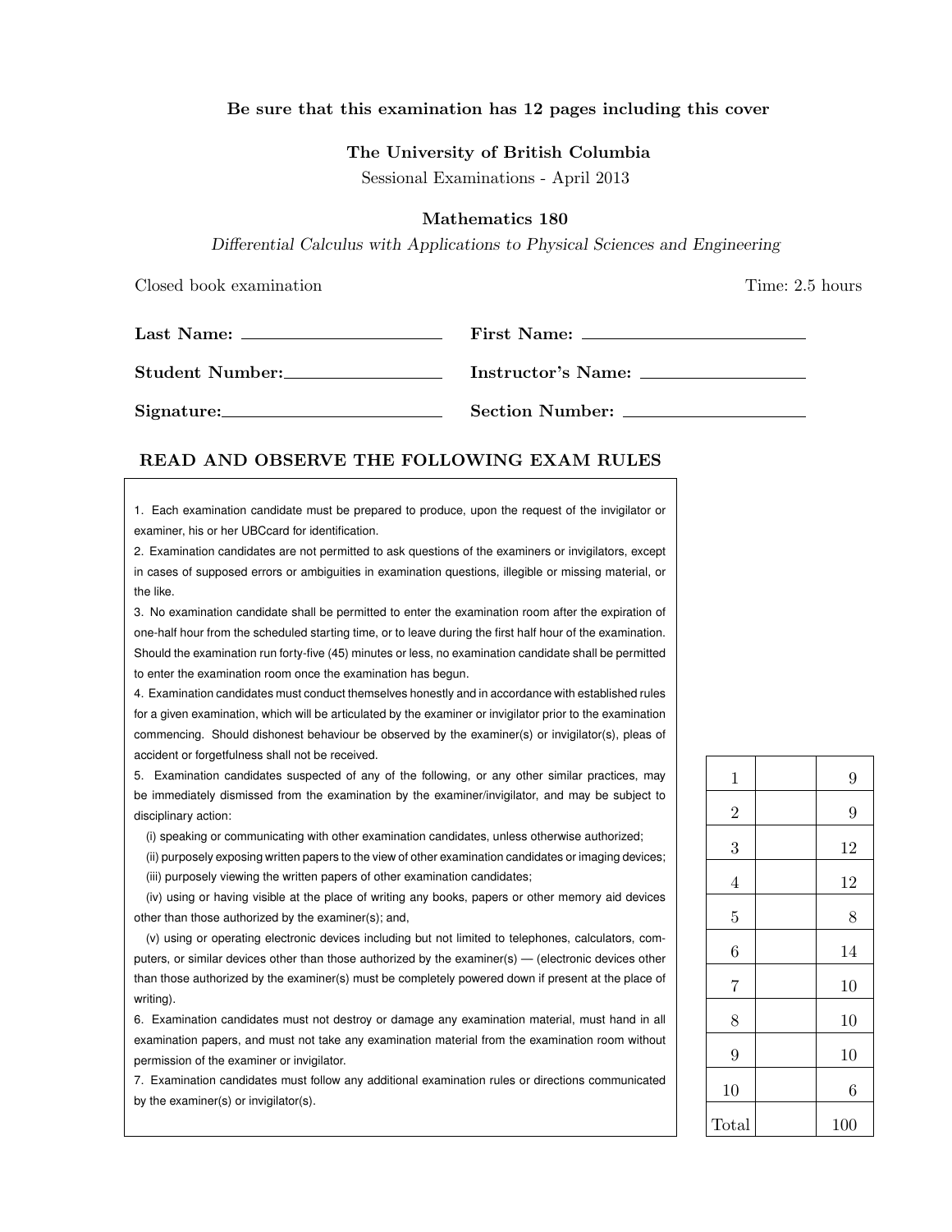**Be sure that this examination has 12 pages including this cover**

**The University of British Columbia**

Sessional Examinations - April 2013

**Mathematics 180**

*Differential Calculus with Applications to Physical Sciences and Engineering*

Closed book examination

Time: 2.5 hours

**Last Name:** \_\_\_\_\_\_\_\_\_\_\_\_\_\_\_\_\_\_\_\_ **First Name:** \_\_\_\_\_\_\_\_\_\_\_\_\_\_\_\_\_\_\_\_

**Student Number:** \_\_\_\_\_\_\_\_\_\_\_\_\_\_\_\_\_\_\_\_ **Instructor's Name:** \_\_\_\_\_\_\_\_\_\_\_\_\_\_\_\_\_\_\_\_

**Signature:** \_\_\_\_\_\_\_\_\_\_\_\_\_\_\_\_\_\_\_\_ **Section Number:** \_\_\_\_\_\_\_\_\_\_\_\_\_\_\_\_\_\_\_\_

## READ AND OBSERVE THE FOLLOWING EXAM RULES

1. Each examination candidate must be prepared to produce, upon the request of the invigilator or examiner, his or her UBCcard for identification.
2. Examination candidates are not permitted to ask questions of the examiners or invigilators, except in cases of supposed errors or ambiguities in examination questions, illegible or missing material, or the like.
3. No examination candidate shall be permitted to enter the examination room after the expiration of one-half hour from the scheduled starting time, or to leave during the first half hour of the examination. Should the examination run forty-five (45) minutes or less, no examination candidate shall be permitted to enter the examination room once the examination has begun.
4. Examination candidates must conduct themselves honestly and in accordance with established rules for a given examination, which will be articulated by the examiner or invigilator prior to the examination commencing. Should dishonest behaviour be observed by the examiner(s) or invigilator(s), pleas of accident or forgetfulness shall not be received.
5. Examination candidates suspected of any of the following, or any other similar practices, may be immediately dismissed from the examination by the examiner/invigilator, and may be subject to disciplinary action:
   (i) speaking or communicating with other examination candidates, unless otherwise authorized;
   (ii) purposely exposing written papers to the view of other examination candidates or imaging devices;
   (iii) purposely viewing the written papers of other examination candidates;
   (iv) using or having visible at the place of writing any books, papers or other memory aid devices other than those authorized by the examiner(s); and,
   (v) using or operating electronic devices including but not limited to telephones, calculators, computers, or similar devices other than those authorized by the examiner(s) — (electronic devices other than those authorized by the examiner(s) must be completely powered down if present at the place of writing).
6. Examination candidates must not destroy or damage any examination material, must hand in all examination papers, and must not take any examination material from the examination room without permission of the examiner or invigilator.
7. Examination candidates must follow any additional examination rules or directions communicated by the examiner(s) or invigilator(s).

| Question | Score | Marks |
|---|---|---|
| 1 | | 9 |
| 2 | | 9 |
| 3 | | 12 |
| 4 | | 12 |
| 5 | | 8 |
| 6 | | 14 |
| 7 | | 10 |
| 8 | | 10 |
| 9 | | 10 |
| 10 | | 6 |
| Total | | 100 |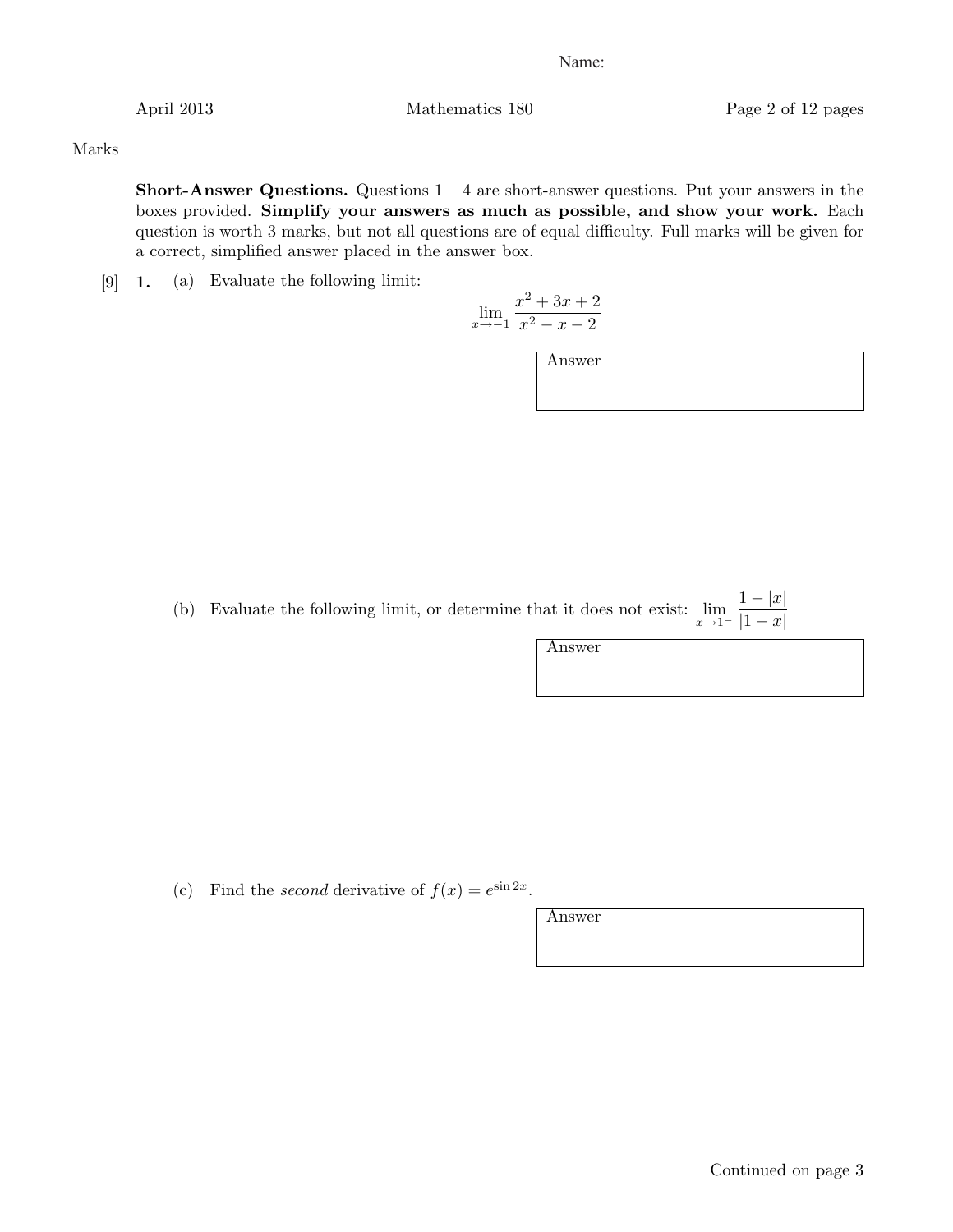Name:

Marks

**Short-Answer Questions.** Questions 1 – 4 are short-answer questions. Put your answers in the boxes provided. **Simplify your answers as much as possible, and show your work.** Each question is worth 3 marks, but not all questions are of equal difficulty. Full marks will be given for a correct, simplified answer placed in the answer box.

[9] **1.** (a) Evaluate the following limit:

$$\lim_{x \to -1} \frac{x^2 + 3x + 2}{x^2 - x - 2}$$

Answer

(b) Evaluate the following limit, or determine that it does not exist: $\lim_{x \to 1^-} \frac{1 - |x|}{|1 - x|}$

Answer

(c) Find the *second* derivative of $f(x) = e^{\sin 2x}$.

Answer

Continued on page 3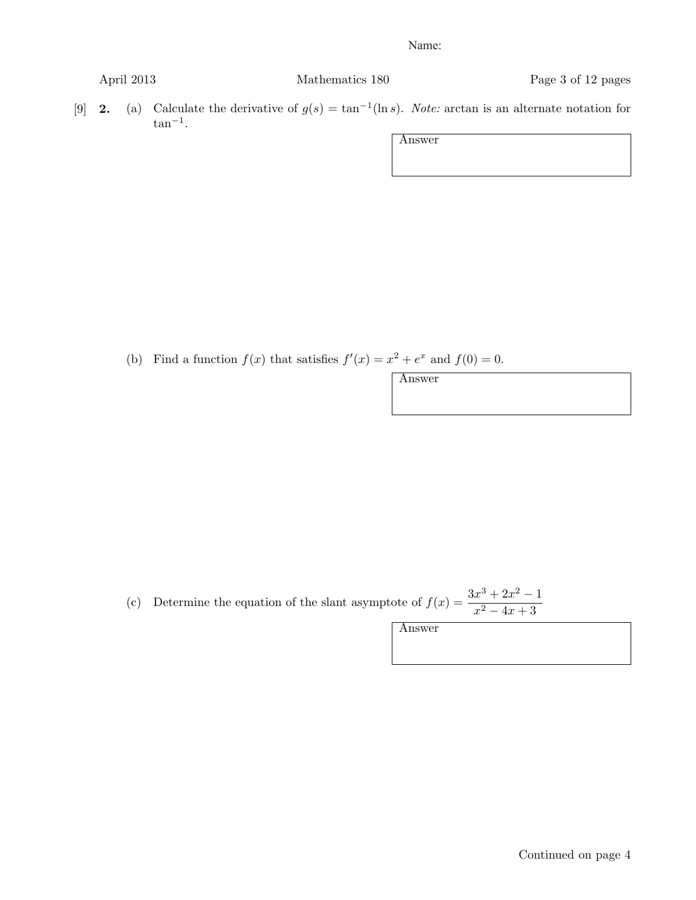Name:

[9] **2.** (a) Calculate the derivative of $g(s) = \tan^{-1}(\ln s)$. *Note:* arctan is an alternate notation for $\tan^{-1}$.

Answer

(b) Find a function $f(x)$ that satisfies $f'(x) = x^2 + e^x$ and $f(0) = 0$.

Answer

(c) Determine the equation of the slant asymptote of $f(x) = \dfrac{3x^3 + 2x^2 - 1}{x^2 - 4x + 3}$

Answer

Continued on page 4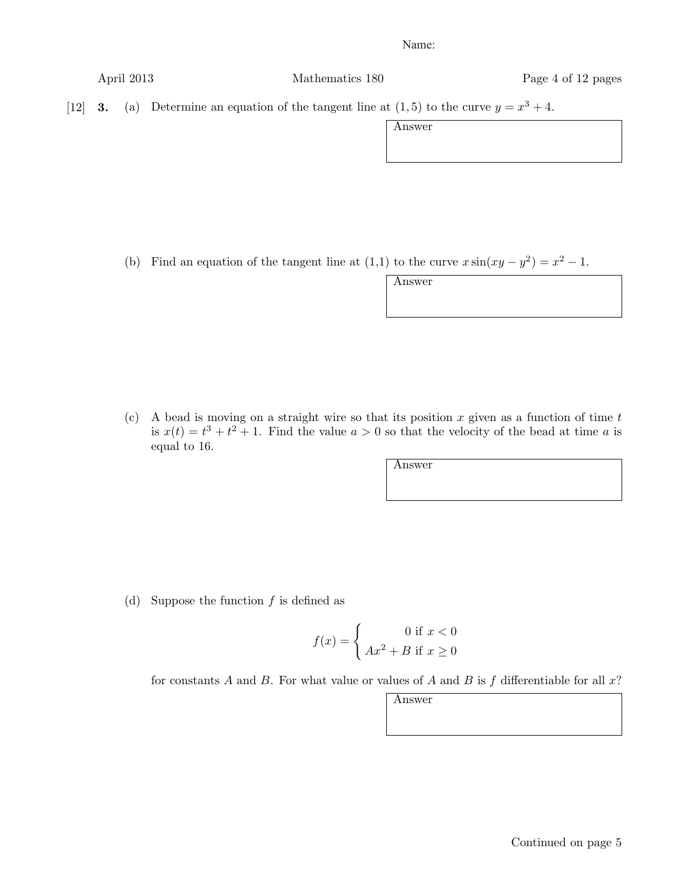Name:

[12] **3.** (a) Determine an equation of the tangent line at $(1, 5)$ to the curve $y = x^3 + 4$.

Answer

(b) Find an equation of the tangent line at (1,1) to the curve $x \sin(xy - y^2) = x^2 - 1$.

Answer

(c) A bead is moving on a straight wire so that its position $x$ given as a function of time $t$ is $x(t) = t^3 + t^2 + 1$. Find the value $a > 0$ so that the velocity of the bead at time $a$ is equal to 16.

Answer

(d) Suppose the function $f$ is defined as

$$f(x) = \begin{cases} 0 \text{ if } x < 0 \\ Ax^2 + B \text{ if } x \geq 0 \end{cases}$$

for constants $A$ and $B$. For what value or values of $A$ and $B$ is $f$ differentiable for all $x$?

Answer

Continued on page 5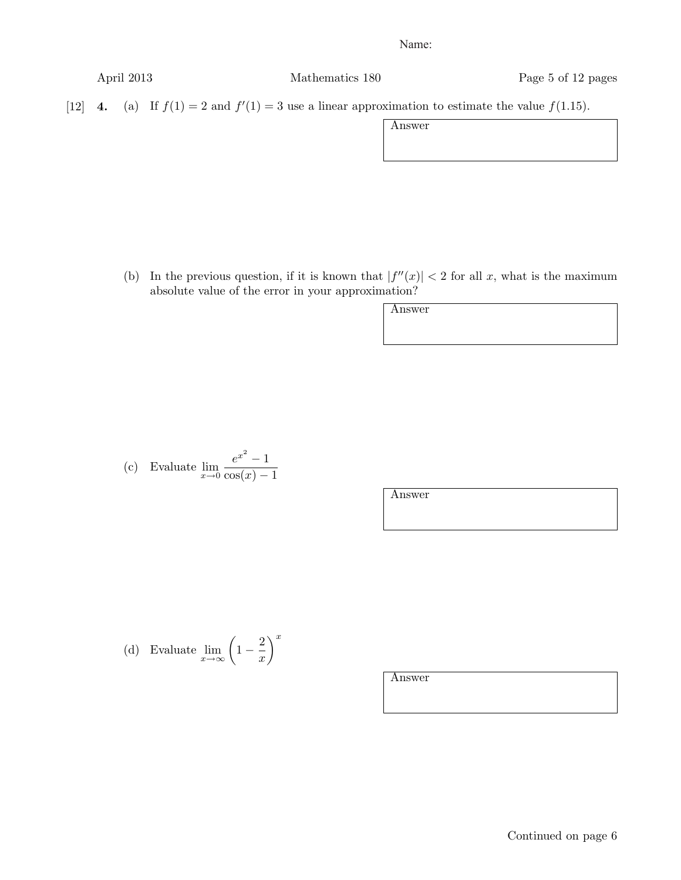Name:

[12] **4.** (a) If $f(1) = 2$ and $f'(1) = 3$ use a linear approximation to estimate the value $f(1.15)$.

Answer

(b) In the previous question, if it is known that $|f''(x)| < 2$ for all $x$, what is the maximum absolute value of the error in your approximation?

Answer

(c) Evaluate $\displaystyle\lim_{x \to 0} \frac{e^{x^2} - 1}{\cos(x) - 1}$

Answer

(d) Evaluate $\displaystyle\lim_{x \to \infty} \left(1 - \frac{2}{x}\right)^x$

Answer

Continued on page 6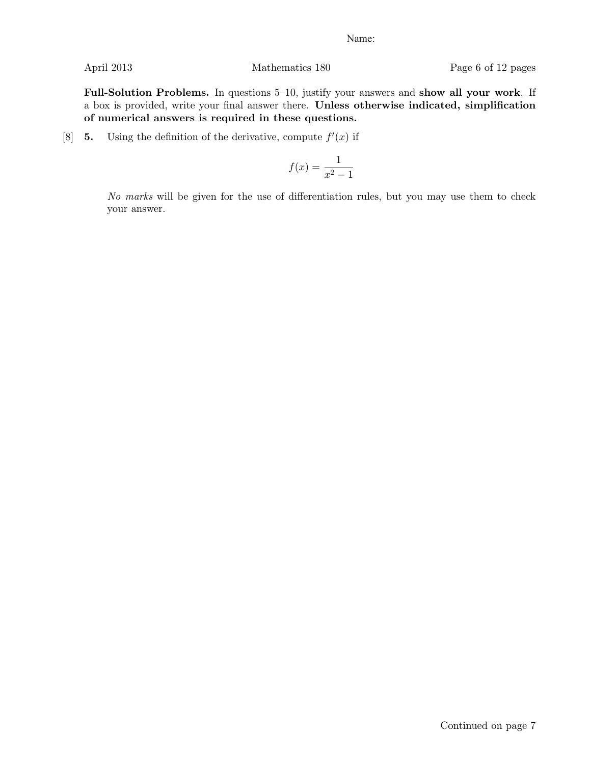**Full-Solution Problems.** In questions 5–10, justify your answers and **show all your work**. If a box is provided, write your final answer there. **Unless otherwise indicated, simplification of numerical answers is required in these questions.**

[8] **5.** Using the definition of the derivative, compute $f'(x)$ if

$$f(x) = \frac{1}{x^2 - 1}$$

*No marks* will be given for the use of differentiation rules, but you may use them to check your answer.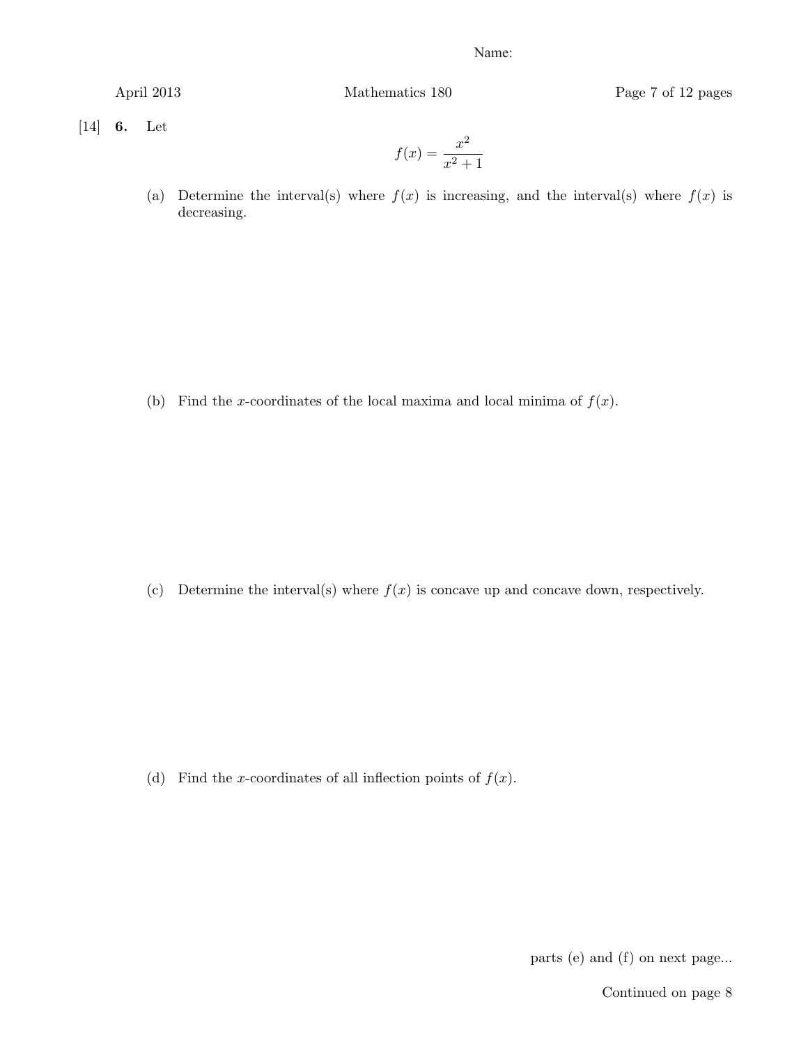Name:

[14] **6.** Let

$$f(x) = \frac{x^2}{x^2 + 1}$$

(a) Determine the interval(s) where $f(x)$ is increasing, and the interval(s) where $f(x)$ is decreasing.

(b) Find the $x$-coordinates of the local maxima and local minima of $f(x)$.

(c) Determine the interval(s) where $f(x)$ is concave up and concave down, respectively.

(d) Find the $x$-coordinates of all inflection points of $f(x)$.

parts (e) and (f) on next page...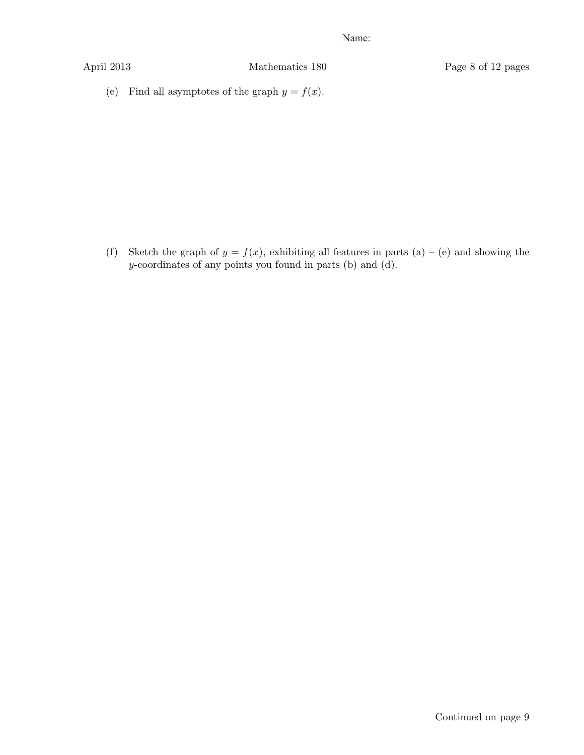(e) Find all asymptotes of the graph $y = f(x)$.

(f) Sketch the graph of $y = f(x)$, exhibiting all features in parts (a) – (e) and showing the $y$-coordinates of any points you found in parts (b) and (d).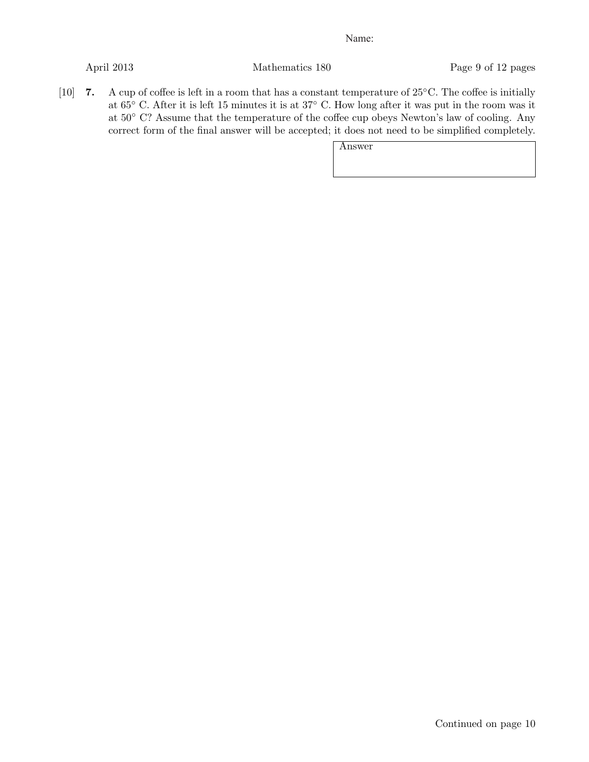Name:

[10] **7.** A cup of coffee is left in a room that has a constant temperature of $25°$C. The coffee is initially at $65°$ C. After it is left 15 minutes it is at $37°$ C. How long after it was put in the room was it at $50°$ C? Assume that the temperature of the coffee cup obeys Newton's law of cooling. Any correct form of the final answer will be accepted; it does not need to be simplified completely.

| Answer |
|---|
| |

Continued on page 10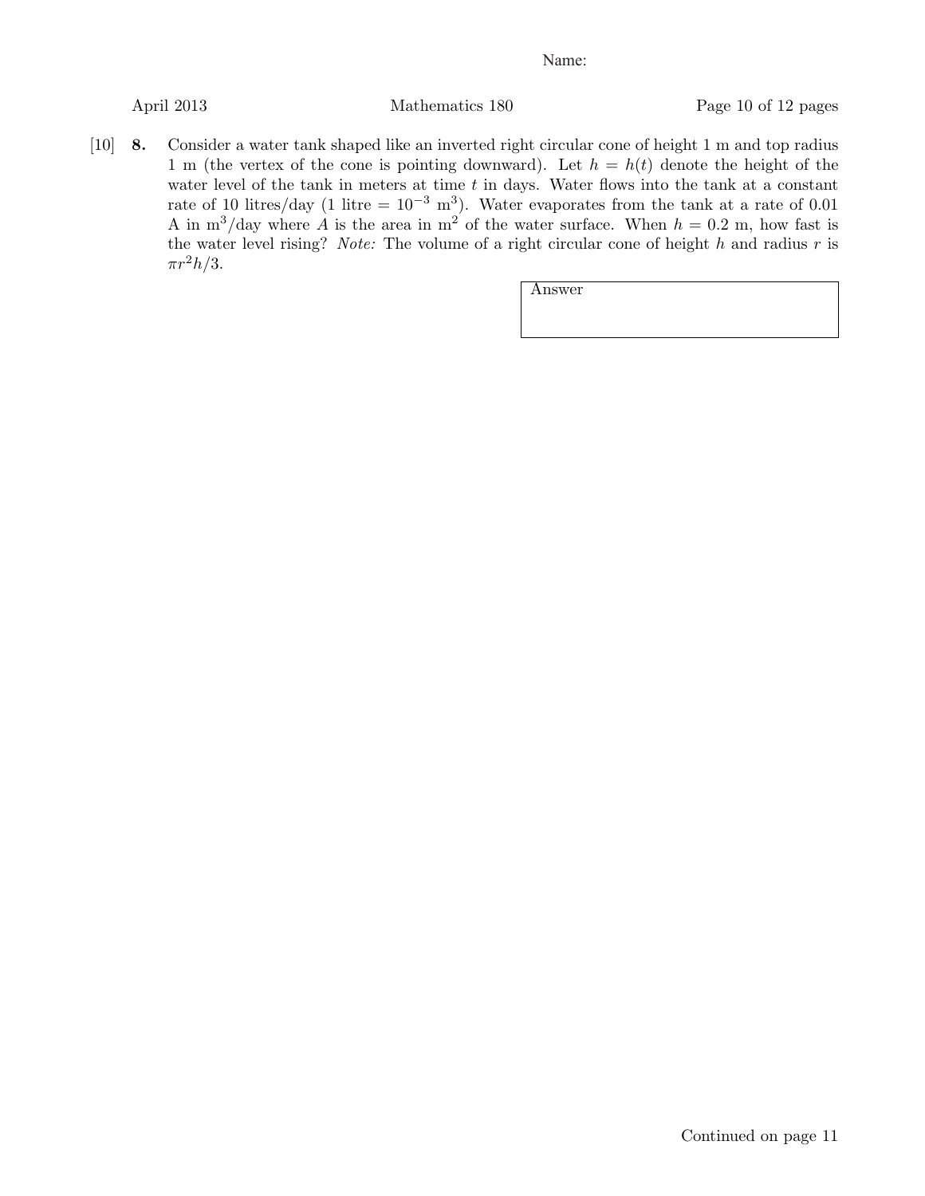Name:

[10] **8.** Consider a water tank shaped like an inverted right circular cone of height 1 m and top radius 1 m (the vertex of the cone is pointing downward). Let $h = h(t)$ denote the height of the water level of the tank in meters at time $t$ in days. Water flows into the tank at a constant rate of 10 litres/day (1 litre = $10^{-3}$ m$^3$). Water evaporates from the tank at a rate of 0.01 A in m$^3$/day where $A$ is the area in m$^2$ of the water surface. When $h = 0.2$ m, how fast is the water level rising? *Note:* The volume of a right circular cone of height $h$ and radius $r$ is $\pi r^2 h/3$.

| Answer |
|---|
| |

Continued on page 11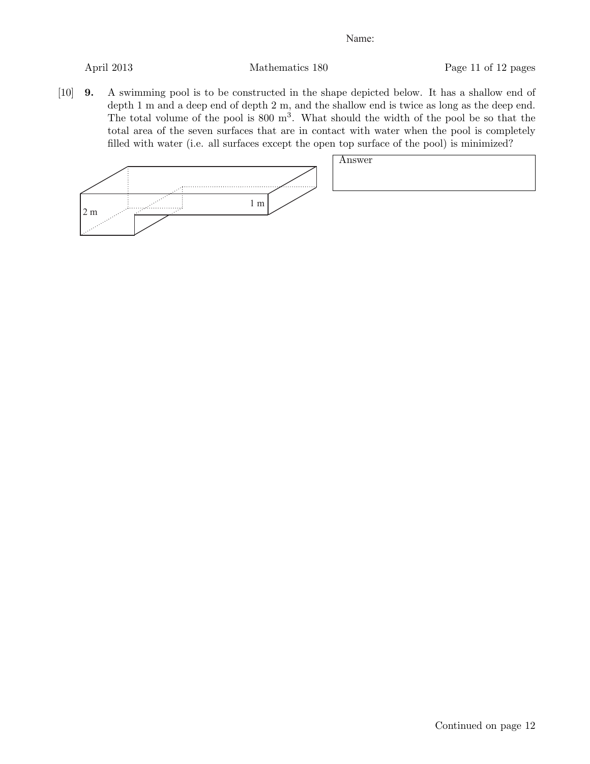Name:

[10] **9.** A swimming pool is to be constructed in the shape depicted below. It has a shallow end of depth 1 m and a deep end of depth 2 m, and the shallow end is twice as long as the deep end. The total volume of the pool is 800 m$^3$. What should the width of the pool be so that the total area of the seven surfaces that are in contact with water when the pool is completely filled with water (i.e. all surfaces except the open top surface of the pool) is minimized?

2 m

1 m

Answer

Continued on page 12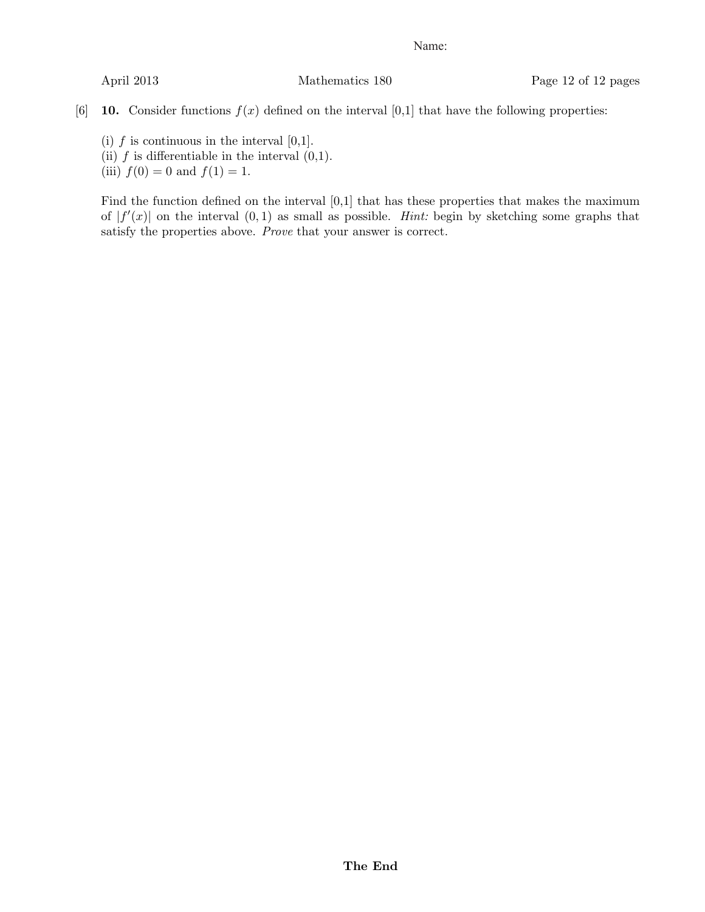Name:

[6] **10.** Consider functions $f(x)$ defined on the interval [0,1] that have the following properties:

(i) $f$ is continuous in the interval [0,1].
(ii) $f$ is differentiable in the interval (0,1).
(iii) $f(0) = 0$ and $f(1) = 1$.

Find the function defined on the interval [0,1] that has these properties that makes the maximum of $|f'(x)|$ on the interval $(0, 1)$ as small as possible. *Hint:* begin by sketching some graphs that satisfy the properties above. *Prove* that your answer is correct.

**The End**